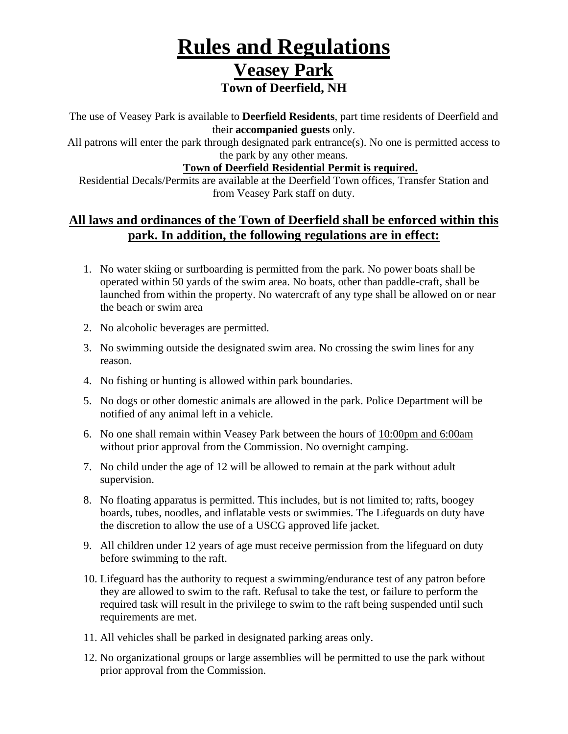# Rules and Regulations

## Veasey Park

### Town of Deerfield, NH

The use of Veasey Park is available to **Deerfield Residents**, part time residents of Deerfield and their **accompanied guests** only.

All patrons will enter the park through designated park entrance(s). No one is permitted access to the park by any other means.

**Town of Deerfield Residential Permit is required.**

Residential Decals/Permits are available at the Deerfield Town offices, Transfer Station and from Veasey Park staff on duty.

## All laws and ordinances of the Town of Deerfield shall be enforced within this park. In addition, the following regulations are in effect:

1. No water skiing or surfboarding is permitted from the park. No power boats shall be operated within 50 yards of the swim area. No boats, other than paddle-craft, shall be launched from within the property. No watercraft of any type shall be allowed on or near the beach or swim area
2. No alcoholic beverages are permitted.
3. No swimming outside the designated swim area. No crossing the swim lines for any reason.
4. No fishing or hunting is allowed within park boundaries.
5. No dogs or other domestic animals are allowed in the park. Police Department will be notified of any animal left in a vehicle.
6. No one shall remain within Veasey Park between the hours of 10:00pm and 6:00am without prior approval from the Commission. No overnight camping.
7. No child under the age of 12 will be allowed to remain at the park without adult supervision.
8. No floating apparatus is permitted. This includes, but is not limited to; rafts, boogey boards, tubes, noodles, and inflatable vests or swimmies. The Lifeguards on duty have the discretion to allow the use of a USCG approved life jacket.
9. All children under 12 years of age must receive permission from the lifeguard on duty before swimming to the raft.
10. Lifeguard has the authority to request a swimming/endurance test of any patron before they are allowed to swim to the raft. Refusal to take the test, or failure to perform the required task will result in the privilege to swim to the raft being suspended until such requirements are met.
11. All vehicles shall be parked in designated parking areas only.
12. No organizational groups or large assemblies will be permitted to use the park without prior approval from the Commission.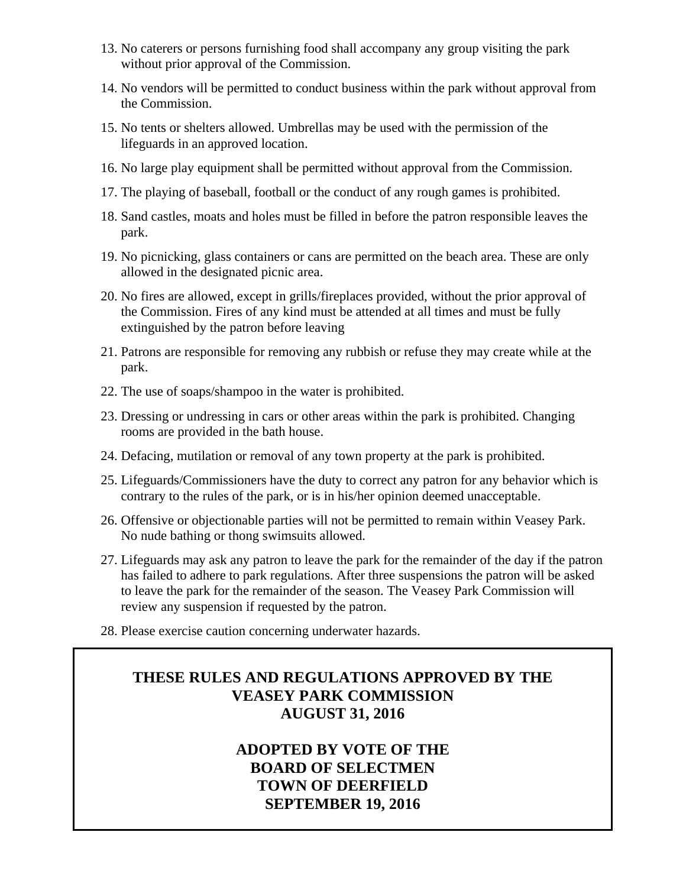13. No caterers or persons furnishing food shall accompany any group visiting the park without prior approval of the Commission.
14. No vendors will be permitted to conduct business within the park without approval from the Commission.
15. No tents or shelters allowed. Umbrellas may be used with the permission of the lifeguards in an approved location.
16. No large play equipment shall be permitted without approval from the Commission.
17. The playing of baseball, football or the conduct of any rough games is prohibited.
18. Sand castles, moats and holes must be filled in before the patron responsible leaves the park.
19. No picnicking, glass containers or cans are permitted on the beach area. These are only allowed in the designated picnic area.
20. No fires are allowed, except in grills/fireplaces provided, without the prior approval of the Commission. Fires of any kind must be attended at all times and must be fully extinguished by the patron before leaving
21. Patrons are responsible for removing any rubbish or refuse they may create while at the park.
22. The use of soaps/shampoo in the water is prohibited.
23. Dressing or undressing in cars or other areas within the park is prohibited. Changing rooms are provided in the bath house.
24. Defacing, mutilation or removal of any town property at the park is prohibited.
25. Lifeguards/Commissioners have the duty to correct any patron for any behavior which is contrary to the rules of the park, or is in his/her opinion deemed unacceptable.
26. Offensive or objectionable parties will not be permitted to remain within Veasey Park. No nude bathing or thong swimsuits allowed.
27. Lifeguards may ask any patron to leave the park for the remainder of the day if the patron has failed to adhere to park regulations. After three suspensions the patron will be asked to leave the park for the remainder of the season. The Veasey Park Commission will review any suspension if requested by the patron.
28. Please exercise caution concerning underwater hazards.

**THESE RULES AND REGULATIONS APPROVED BY THE VEASEY PARK COMMISSION AUGUST 31, 2016**

**ADOPTED BY VOTE OF THE BOARD OF SELECTMEN TOWN OF DEERFIELD SEPTEMBER 19, 2016**